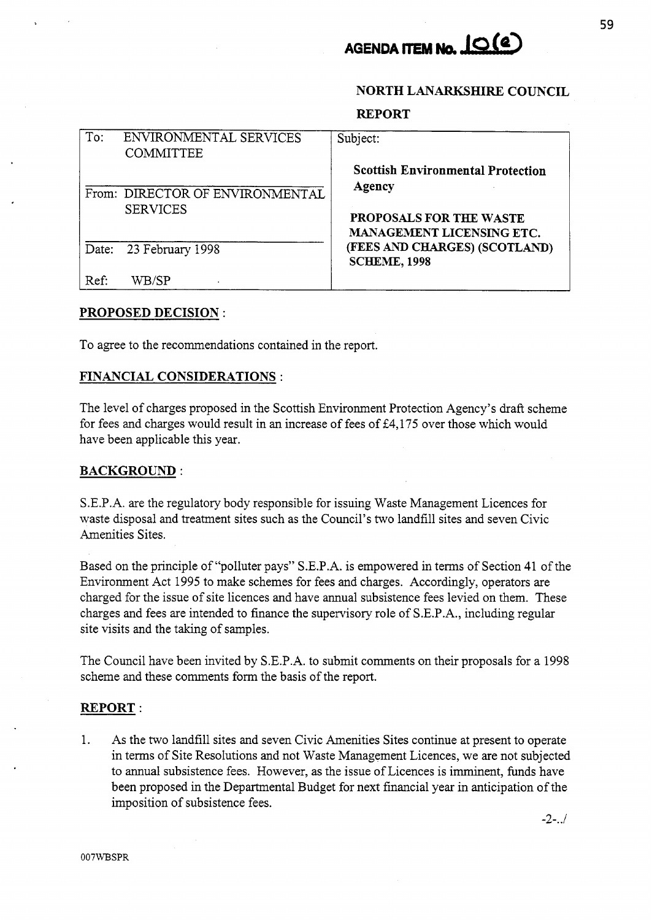**AGENDA ITEM No. 10(a)**

**NORTH LANARKSHIRE COUNCIL**

**REPORT**

| To: ENVIRONMENTAL SERVICES COMMITTEE | Subject: |
|---|---|
| From: DIRECTOR OF ENVIRONMENTAL SERVICES | **Scottish Environmental Protection Agency** |
| Date: 23 February 1998 | **PROPOSALS FOR THE WASTE MANAGEMENT LICENSING ETC. (FEES AND CHARGES) (SCOTLAND) SCHEME, 1998** |
| Ref: WB/SP | |

## PROPOSED DECISION :

To agree to the recommendations contained in the report.

## FINANCIAL CONSIDERATIONS :

The level of charges proposed in the Scottish Environment Protection Agency's draft scheme for fees and charges would result in an increase of fees of £4,175 over those which would have been applicable this year.

## BACKGROUND :

S.E.P.A. are the regulatory body responsible for issuing Waste Management Licences for waste disposal and treatment sites such as the Council's two landfill sites and seven Civic Amenities Sites.

Based on the principle of "polluter pays" S.E.P.A. is empowered in terms of Section 41 of the Environment Act 1995 to make schemes for fees and charges. Accordingly, operators are charged for the issue of site licences and have annual subsistence fees levied on them. These charges and fees are intended to finance the supervisory role of S.E.P.A., including regular site visits and the taking of samples.

The Council have been invited by S.E.P.A. to submit comments on their proposals for a 1998 scheme and these comments form the basis of the report.

## REPORT :

1. As the two landfill sites and seven Civic Amenities Sites continue at present to operate in terms of Site Resolutions and not Waste Management Licences, we are not subjected to annual subsistence fees. However, as the issue of Licences is imminent, funds have been proposed in the Departmental Budget for next financial year in anticipation of the imposition of subsistence fees.

-2-../

007WBSPR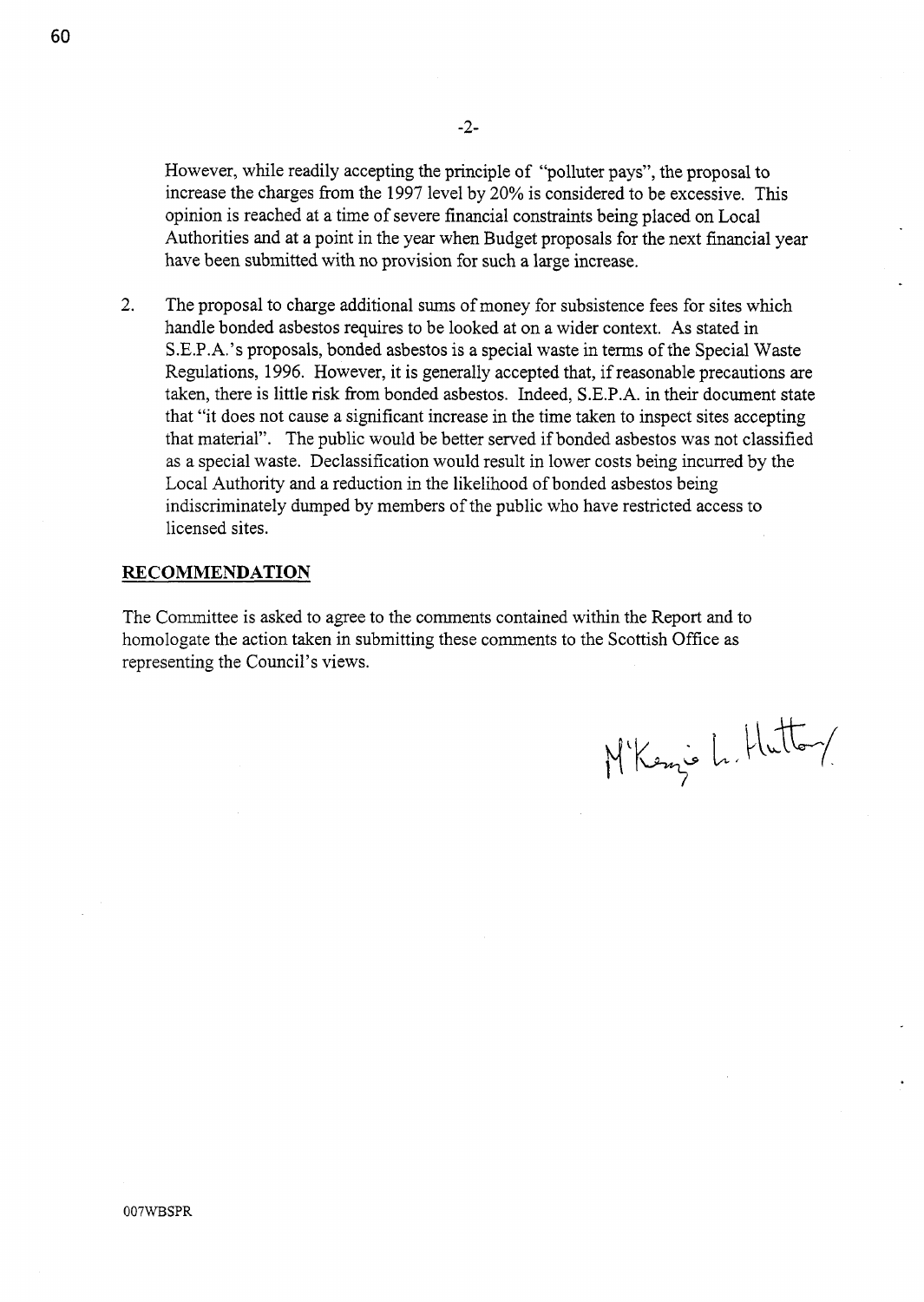However, while readily accepting the principle of "polluter pays", the proposal to increase the charges from the 1997 level by 20% is considered to be excessive. This opinion is reached at a time of severe financial constraints being placed on Local Authorities and at a point in the year when Budget proposals for the next financial year have been submitted with no provision for such a large increase.

2. The proposal to charge additional sums of money for subsistence fees for sites which handle bonded asbestos requires to be looked at on a wider context. As stated in S.E.P.A.'s proposals, bonded asbestos is a special waste in terms of the Special Waste Regulations, 1996. However, it is generally accepted that, if reasonable precautions are taken, there is little risk from bonded asbestos. Indeed, S.E.P.A. in their document state that "it does not cause a significant increase in the time taken to inspect sites accepting that material". The public would be better served if bonded asbestos was not classified as a special waste. Declassification would result in lower costs being incurred by the Local Authority and a reduction in the likelihood of bonded asbestos being indiscriminately dumped by members of the public who have restricted access to licensed sites.

## RECOMMENDATION

The Committee is asked to agree to the comments contained within the Report and to homologate the action taken in submitting these comments to the Scottish Office as representing the Council's views.

M'Kenzie L. Hutton

007WBSPR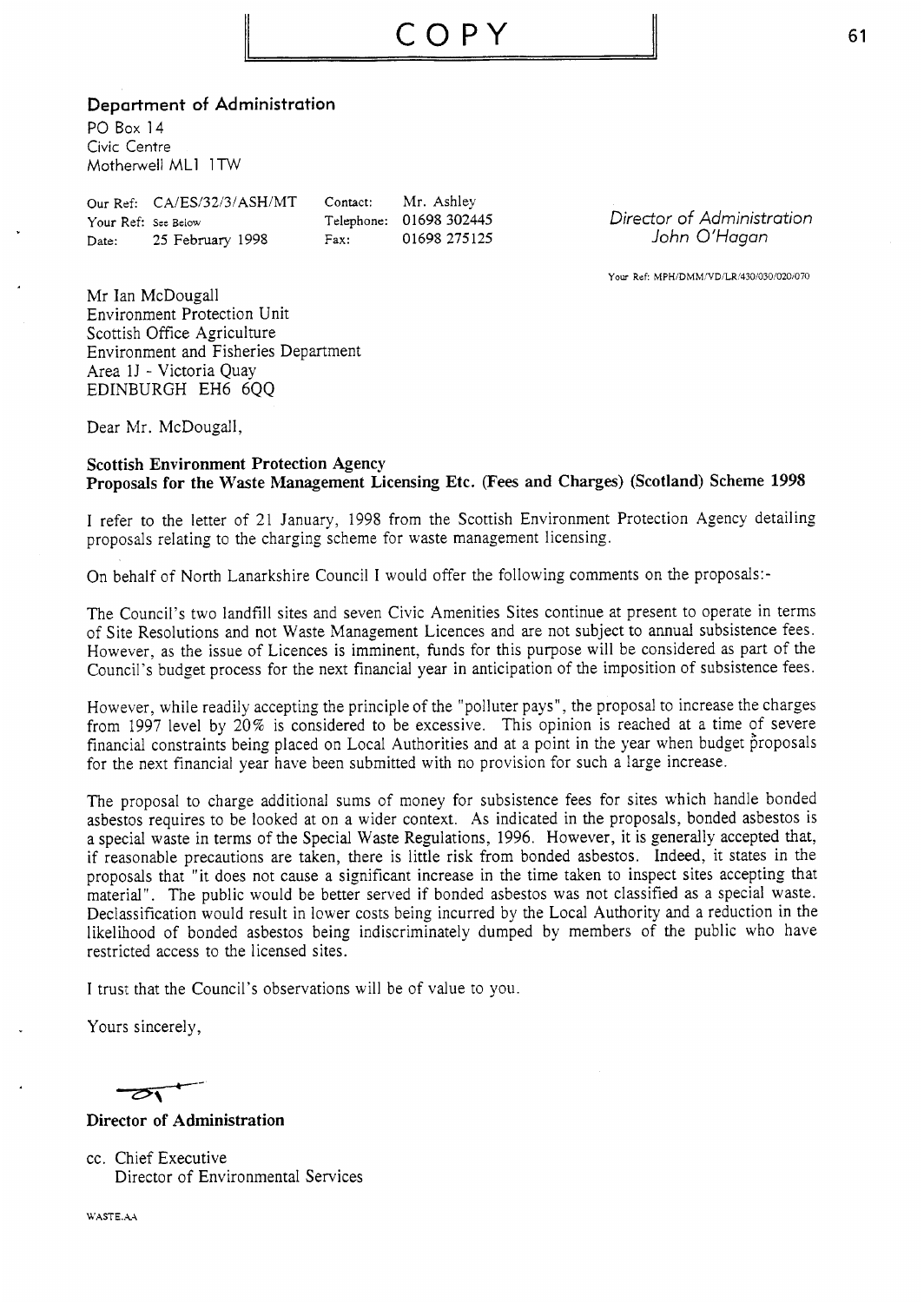COPY

**Department of Administration**

PO Box 14
Civic Centre
Motherwell ML1 1TW

| | | | | |
|---|---|---|---|---|
| Our Ref: | CA/ES/32/3/ASH/MT | Contact: | Mr. Ashley | |
| Your Ref: | See Below | Telephone: | 01698 302445 | *Director of Administration* |
| Date: | 25 February 1998 | Fax: | 01698 275125 | *John O'Hagan* |

Your Ref: MPH/DMM/VD/LR/430/030/020/070

Mr Ian McDougall
Environment Protection Unit
Scottish Office Agriculture
Environment and Fisheries Department
Area 1J - Victoria Quay
EDINBURGH EH6 6QQ

Dear Mr. McDougall,

**Scottish Environment Protection Agency**
**Proposals for the Waste Management Licensing Etc. (Fees and Charges) (Scotland) Scheme 1998**

I refer to the letter of 21 January, 1998 from the Scottish Environment Protection Agency detailing proposals relating to the charging scheme for waste management licensing.

On behalf of North Lanarkshire Council I would offer the following comments on the proposals:-

The Council's two landfill sites and seven Civic Amenities Sites continue at present to operate in terms of Site Resolutions and not Waste Management Licences and are not subject to annual subsistence fees. However, as the issue of Licences is imminent, funds for this purpose will be considered as part of the Council's budget process for the next financial year in anticipation of the imposition of subsistence fees.

However, while readily accepting the principle of the "polluter pays", the proposal to increase the charges from 1997 level by 20% is considered to be excessive. This opinion is reached at a time of severe financial constraints being placed on Local Authorities and at a point in the year when budget proposals for the next financial year have been submitted with no provision for such a large increase.

The proposal to charge additional sums of money for subsistence fees for sites which handle bonded asbestos requires to be looked at on a wider context. As indicated in the proposals, bonded asbestos is a special waste in terms of the Special Waste Regulations, 1996. However, it is generally accepted that, if reasonable precautions are taken, there is little risk from bonded asbestos. Indeed, it states in the proposals that "it does not cause a significant increase in the time taken to inspect sites accepting that material". The public would be better served if bonded asbestos was not classified as a special waste. Declassification would result in lower costs being incurred by the Local Authority and a reduction in the likelihood of bonded asbestos being indiscriminately dumped by members of the public who have restricted access to the licensed sites.

I trust that the Council's observations will be of value to you.

Yours sincerely,

**Director of Administration**

cc. Chief Executive
Director of Environmental Services

WASTE.AA